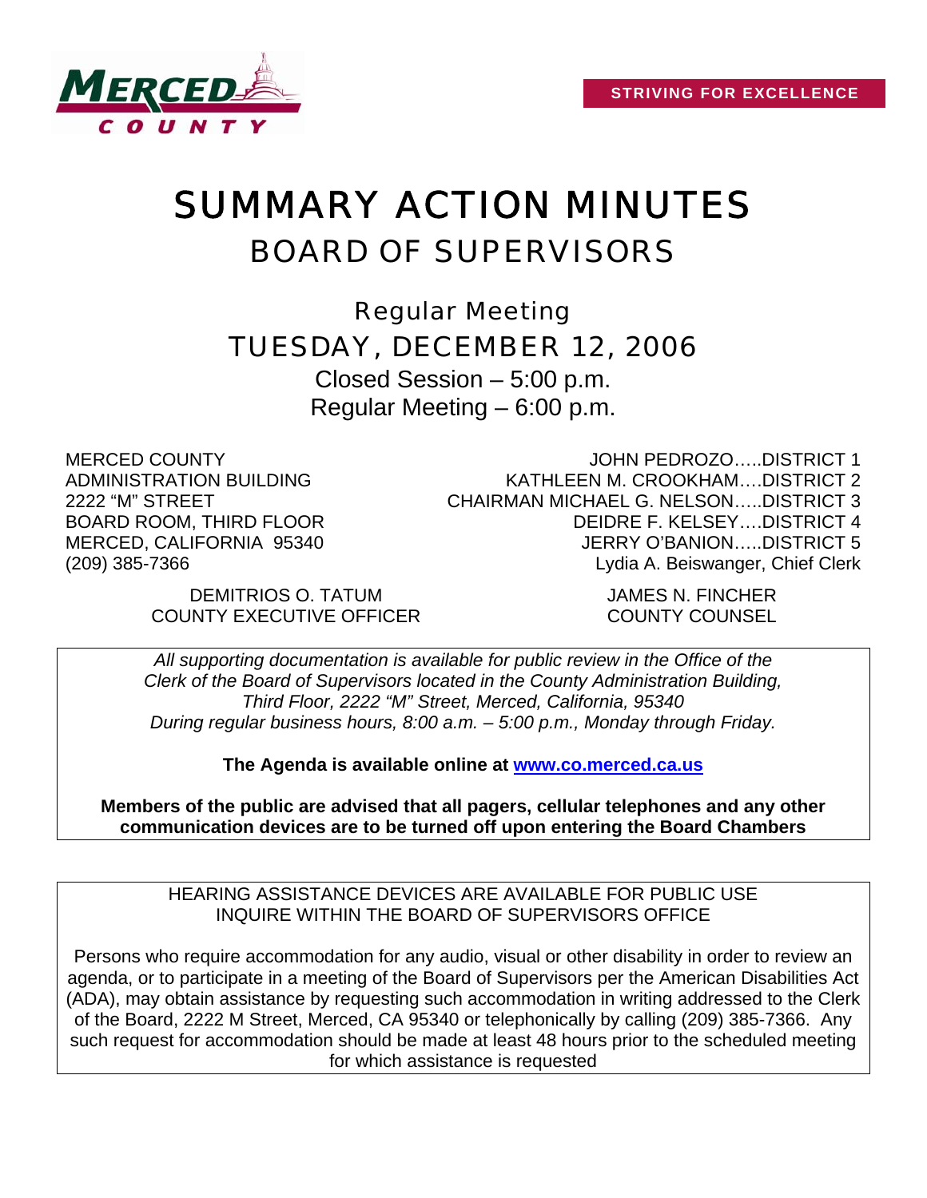MERCED COUNTY

STRIVING FOR EXCELLENCE

# SUMMARY ACTION MINUTES

## BOARD OF SUPERVISORS

### Regular Meeting

### TUESDAY, DECEMBER 12, 2006

Closed Session – 5:00 p.m.

Regular Meeting – 6:00 p.m.

MERCED COUNTY
ADMINISTRATION BUILDING
2222 "M" STREET
BOARD ROOM, THIRD FLOOR
MERCED, CALIFORNIA 95340
(209) 385-7366

JOHN PEDROZO…..DISTRICT 1
KATHLEEN M. CROOKHAM….DISTRICT 2
CHAIRMAN MICHAEL G. NELSON…..DISTRICT 3
DEIDRE F. KELSEY….DISTRICT 4
JERRY O'BANION…..DISTRICT 5
Lydia A. Beiswanger, Chief Clerk

DEMITRIOS O. TATUM
COUNTY EXECUTIVE OFFICER

JAMES N. FINCHER
COUNTY COUNSEL

*All supporting documentation is available for public review in the Office of the Clerk of the Board of Supervisors located in the County Administration Building, Third Floor, 2222 "M" Street, Merced, California, 95340 During regular business hours, 8:00 a.m. – 5:00 p.m., Monday through Friday.*

**The Agenda is available online at www.co.merced.ca.us**

**Members of the public are advised that all pagers, cellular telephones and any other communication devices are to be turned off upon entering the Board Chambers**

HEARING ASSISTANCE DEVICES ARE AVAILABLE FOR PUBLIC USE
INQUIRE WITHIN THE BOARD OF SUPERVISORS OFFICE

Persons who require accommodation for any audio, visual or other disability in order to review an agenda, or to participate in a meeting of the Board of Supervisors per the American Disabilities Act (ADA), may obtain assistance by requesting such accommodation in writing addressed to the Clerk of the Board, 2222 M Street, Merced, CA 95340 or telephonically by calling (209) 385-7366. Any such request for accommodation should be made at least 48 hours prior to the scheduled meeting for which assistance is requested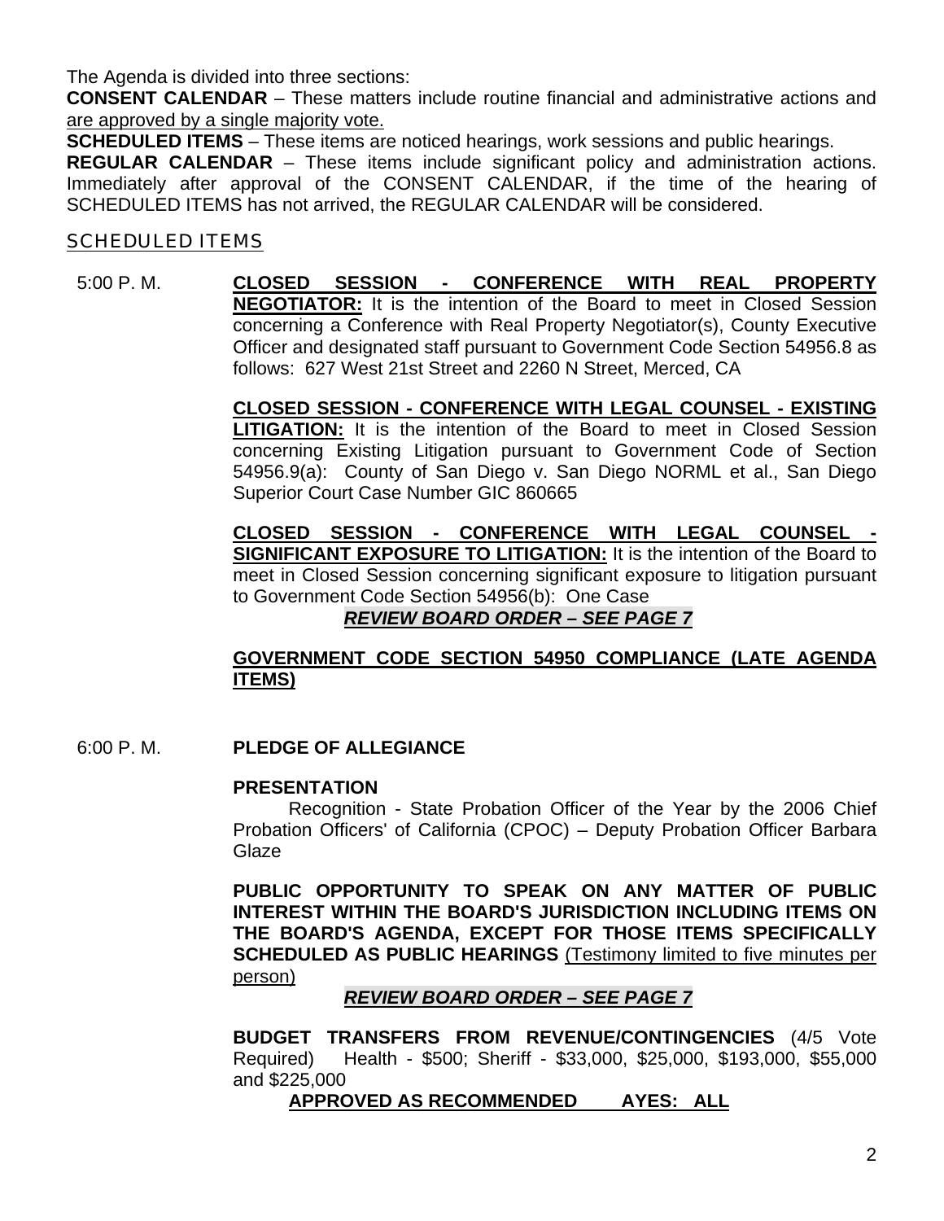The Agenda is divided into three sections:

**CONSENT CALENDAR** – These matters include routine financial and administrative actions and are approved by a single majority vote.

**SCHEDULED ITEMS** – These items are noticed hearings, work sessions and public hearings.

**REGULAR CALENDAR** – These items include significant policy and administration actions. Immediately after approval of the CONSENT CALENDAR, if the time of the hearing of SCHEDULED ITEMS has not arrived, the REGULAR CALENDAR will be considered.

## SCHEDULED ITEMS

5:00 P. M.

**CLOSED SESSION - CONFERENCE WITH REAL PROPERTY NEGOTIATOR:** It is the intention of the Board to meet in Closed Session concerning a Conference with Real Property Negotiator(s), County Executive Officer and designated staff pursuant to Government Code Section 54956.8 as follows: 627 West 21st Street and 2260 N Street, Merced, CA

**CLOSED SESSION - CONFERENCE WITH LEGAL COUNSEL - EXISTING LITIGATION:** It is the intention of the Board to meet in Closed Session concerning Existing Litigation pursuant to Government Code of Section 54956.9(a): County of San Diego v. San Diego NORML et al., San Diego Superior Court Case Number GIC 860665

**CLOSED SESSION - CONFERENCE WITH LEGAL COUNSEL - SIGNIFICANT EXPOSURE TO LITIGATION:** It is the intention of the Board to meet in Closed Session concerning significant exposure to litigation pursuant to Government Code Section 54956(b): One Case

***REVIEW BOARD ORDER – SEE PAGE 7***

**GOVERNMENT CODE SECTION 54950 COMPLIANCE (LATE AGENDA ITEMS)**

6:00 P. M.

**PLEDGE OF ALLEGIANCE**

**PRESENTATION**

Recognition - State Probation Officer of the Year by the 2006 Chief Probation Officers' of California (CPOC) – Deputy Probation Officer Barbara Glaze

**PUBLIC OPPORTUNITY TO SPEAK ON ANY MATTER OF PUBLIC INTEREST WITHIN THE BOARD'S JURISDICTION INCLUDING ITEMS ON THE BOARD'S AGENDA, EXCEPT FOR THOSE ITEMS SPECIFICALLY SCHEDULED AS PUBLIC HEARINGS** (Testimony limited to five minutes per person)

***REVIEW BOARD ORDER – SEE PAGE 7***

**BUDGET TRANSFERS FROM REVENUE/CONTINGENCIES** (4/5 Vote Required) Health - $500; Sheriff - $33,000, $25,000, $193,000, $55,000 and $225,000

**APPROVED AS RECOMMENDED AYES: ALL**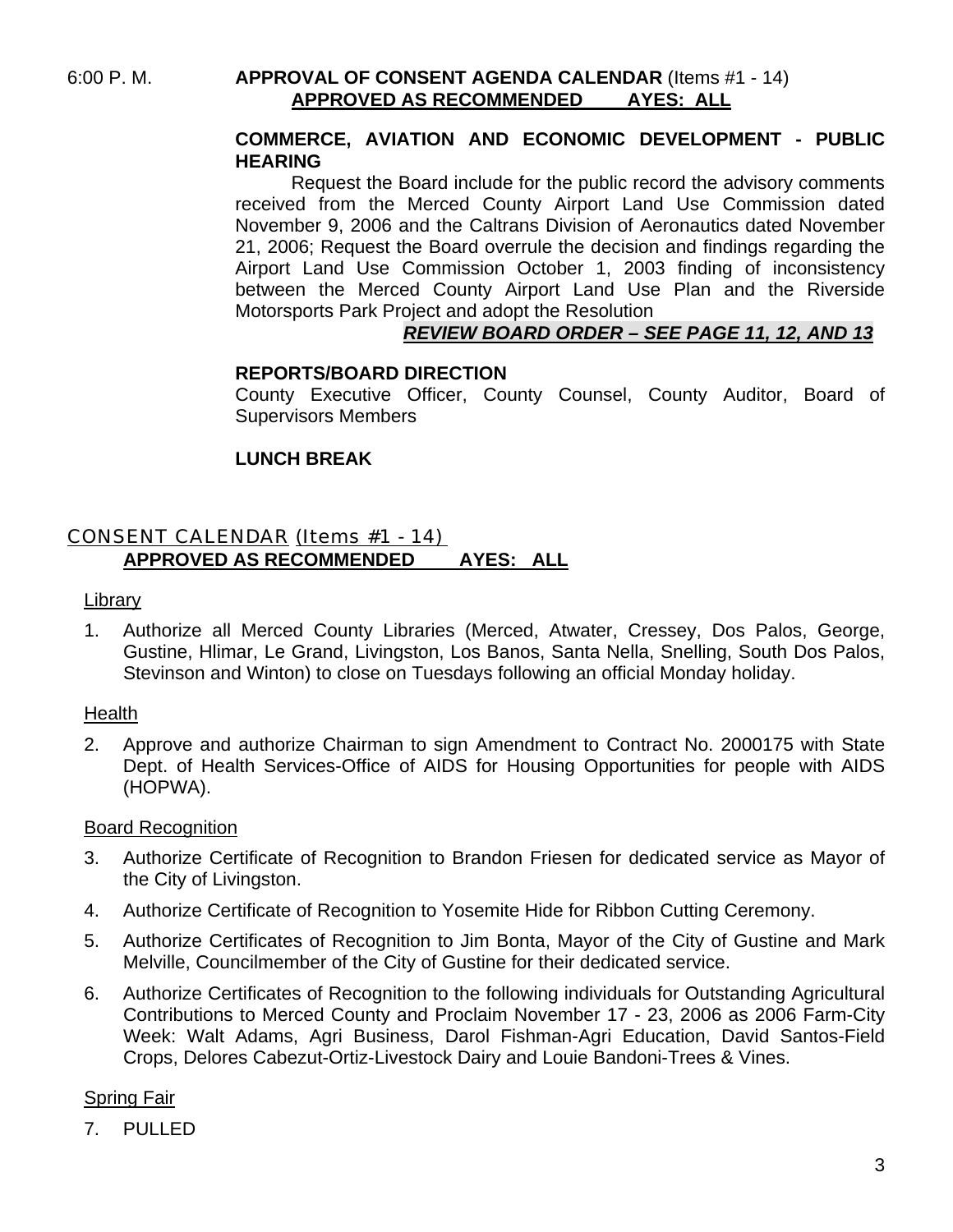6:00 P. M. **APPROVAL OF CONSENT AGENDA CALENDAR** (Items #1 - 14)
**APPROVED AS RECOMMENDED AYES: ALL**

**COMMERCE, AVIATION AND ECONOMIC DEVELOPMENT - PUBLIC HEARING**

Request the Board include for the public record the advisory comments received from the Merced County Airport Land Use Commission dated November 9, 2006 and the Caltrans Division of Aeronautics dated November 21, 2006; Request the Board overrule the decision and findings regarding the Airport Land Use Commission October 1, 2003 finding of inconsistency between the Merced County Airport Land Use Plan and the Riverside Motorsports Park Project and adopt the Resolution

***REVIEW BOARD ORDER – SEE PAGE 11, 12, AND 13***

**REPORTS/BOARD DIRECTION**

County Executive Officer, County Counsel, County Auditor, Board of Supervisors Members

**LUNCH BREAK**

## CONSENT CALENDAR (Items #1 - 14)

**APPROVED AS RECOMMENDED AYES: ALL**

Library

1. Authorize all Merced County Libraries (Merced, Atwater, Cressey, Dos Palos, George, Gustine, Hlimar, Le Grand, Livingston, Los Banos, Santa Nella, Snelling, South Dos Palos, Stevinson and Winton) to close on Tuesdays following an official Monday holiday.

Health

2. Approve and authorize Chairman to sign Amendment to Contract No. 2000175 with State Dept. of Health Services-Office of AIDS for Housing Opportunities for people with AIDS (HOPWA).

Board Recognition

3. Authorize Certificate of Recognition to Brandon Friesen for dedicated service as Mayor of the City of Livingston.
4. Authorize Certificate of Recognition to Yosemite Hide for Ribbon Cutting Ceremony.
5. Authorize Certificates of Recognition to Jim Bonta, Mayor of the City of Gustine and Mark Melville, Councilmember of the City of Gustine for their dedicated service.
6. Authorize Certificates of Recognition to the following individuals for Outstanding Agricultural Contributions to Merced County and Proclaim November 17 - 23, 2006 as 2006 Farm-City Week: Walt Adams, Agri Business, Darol Fishman-Agri Education, David Santos-Field Crops, Delores Cabezut-Ortiz-Livestock Dairy and Louie Bandoni-Trees & Vines.

Spring Fair

7. PULLED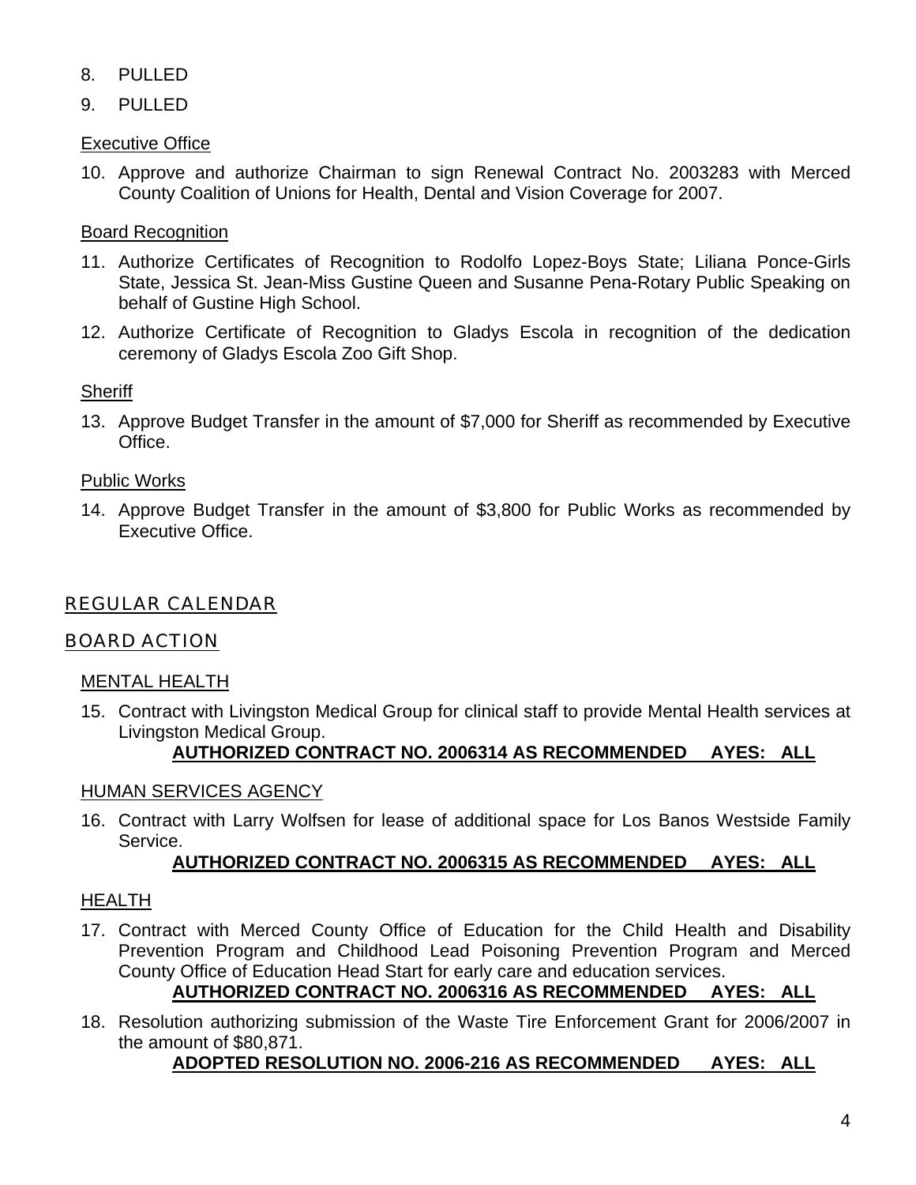8. PULLED
9. PULLED

Executive Office

10. Approve and authorize Chairman to sign Renewal Contract No. 2003283 with Merced County Coalition of Unions for Health, Dental and Vision Coverage for 2007.

Board Recognition

11. Authorize Certificates of Recognition to Rodolfo Lopez-Boys State; Liliana Ponce-Girls State, Jessica St. Jean-Miss Gustine Queen and Susanne Pena-Rotary Public Speaking on behalf of Gustine High School.
12. Authorize Certificate of Recognition to Gladys Escola in recognition of the dedication ceremony of Gladys Escola Zoo Gift Shop.

Sheriff

13. Approve Budget Transfer in the amount of $7,000 for Sheriff as recommended by Executive Office.

Public Works

14. Approve Budget Transfer in the amount of $3,800 for Public Works as recommended by Executive Office.

## REGULAR CALENDAR

## BOARD ACTION

### MENTAL HEALTH

15. Contract with Livingston Medical Group for clinical staff to provide Mental Health services at Livingston Medical Group.
    **AUTHORIZED CONTRACT NO. 2006314 AS RECOMMENDED AYES: ALL**

### HUMAN SERVICES AGENCY

16. Contract with Larry Wolfsen for lease of additional space for Los Banos Westside Family Service.
    **AUTHORIZED CONTRACT NO. 2006315 AS RECOMMENDED AYES: ALL**

### HEALTH

17. Contract with Merced County Office of Education for the Child Health and Disability Prevention Program and Childhood Lead Poisoning Prevention Program and Merced County Office of Education Head Start for early care and education services.
    **AUTHORIZED CONTRACT NO. 2006316 AS RECOMMENDED AYES: ALL**
18. Resolution authorizing submission of the Waste Tire Enforcement Grant for 2006/2007 in the amount of $80,871.
    **ADOPTED RESOLUTION NO. 2006-216 AS RECOMMENDED AYES: ALL**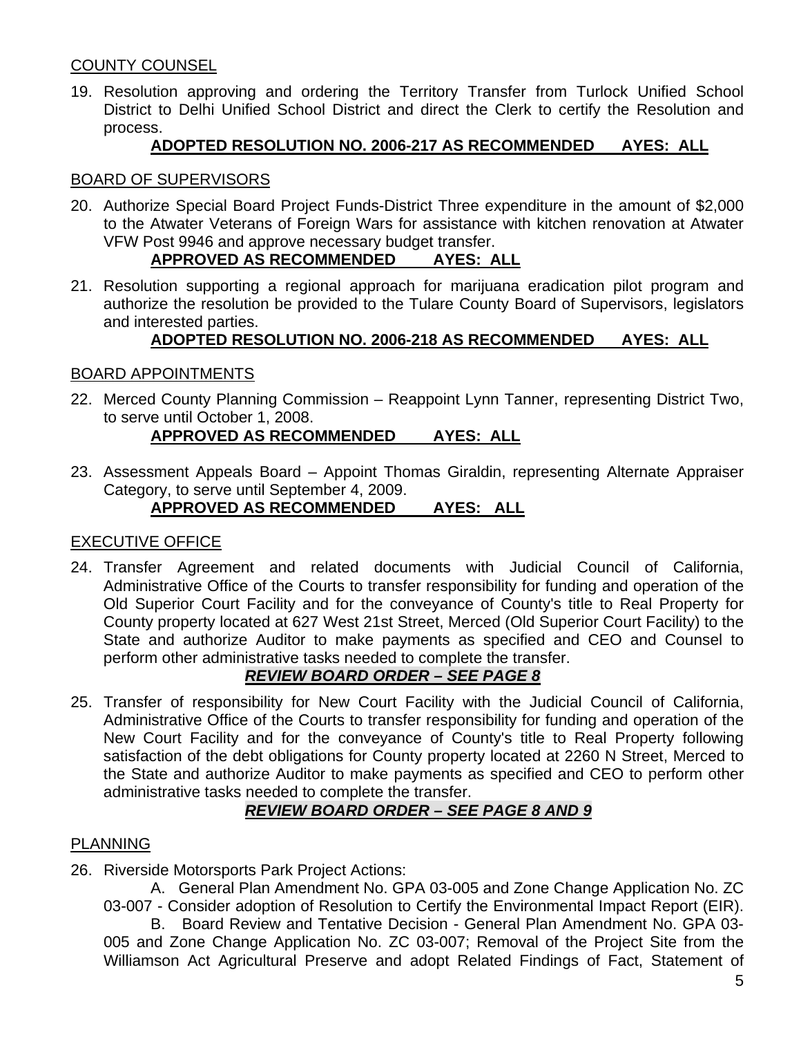COUNTY COUNSEL

19. Resolution approving and ordering the Territory Transfer from Turlock Unified School District to Delhi Unified School District and direct the Clerk to certify the Resolution and process.

    **ADOPTED RESOLUTION NO. 2006-217 AS RECOMMENDED AYES: ALL**

BOARD OF SUPERVISORS

20. Authorize Special Board Project Funds-District Three expenditure in the amount of $2,000 to the Atwater Veterans of Foreign Wars for assistance with kitchen renovation at Atwater VFW Post 9946 and approve necessary budget transfer.

    **APPROVED AS RECOMMENDED AYES: ALL**

21. Resolution supporting a regional approach for marijuana eradication pilot program and authorize the resolution be provided to the Tulare County Board of Supervisors, legislators and interested parties.

    **ADOPTED RESOLUTION NO. 2006-218 AS RECOMMENDED AYES: ALL**

BOARD APPOINTMENTS

22. Merced County Planning Commission – Reappoint Lynn Tanner, representing District Two, to serve until October 1, 2008.

    **APPROVED AS RECOMMENDED AYES: ALL**

23. Assessment Appeals Board – Appoint Thomas Giraldin, representing Alternate Appraiser Category, to serve until September 4, 2009.

    **APPROVED AS RECOMMENDED AYES: ALL**

EXECUTIVE OFFICE

24. Transfer Agreement and related documents with Judicial Council of California, Administrative Office of the Courts to transfer responsibility for funding and operation of the Old Superior Court Facility and for the conveyance of County's title to Real Property for County property located at 627 West 21st Street, Merced (Old Superior Court Facility) to the State and authorize Auditor to make payments as specified and CEO and Counsel to perform other administrative tasks needed to complete the transfer.

    ***REVIEW BOARD ORDER – SEE PAGE 8***

25. Transfer of responsibility for New Court Facility with the Judicial Council of California, Administrative Office of the Courts to transfer responsibility for funding and operation of the New Court Facility and for the conveyance of County's title to Real Property following satisfaction of the debt obligations for County property located at 2260 N Street, Merced to the State and authorize Auditor to make payments as specified and CEO to perform other administrative tasks needed to complete the transfer.

    ***REVIEW BOARD ORDER – SEE PAGE 8 AND 9***

PLANNING

26. Riverside Motorsports Park Project Actions:

    A. General Plan Amendment No. GPA 03-005 and Zone Change Application No. ZC 03-007 - Consider adoption of Resolution to Certify the Environmental Impact Report (EIR).

    B. Board Review and Tentative Decision - General Plan Amendment No. GPA 03-005 and Zone Change Application No. ZC 03-007; Removal of the Project Site from the Williamson Act Agricultural Preserve and adopt Related Findings of Fact, Statement of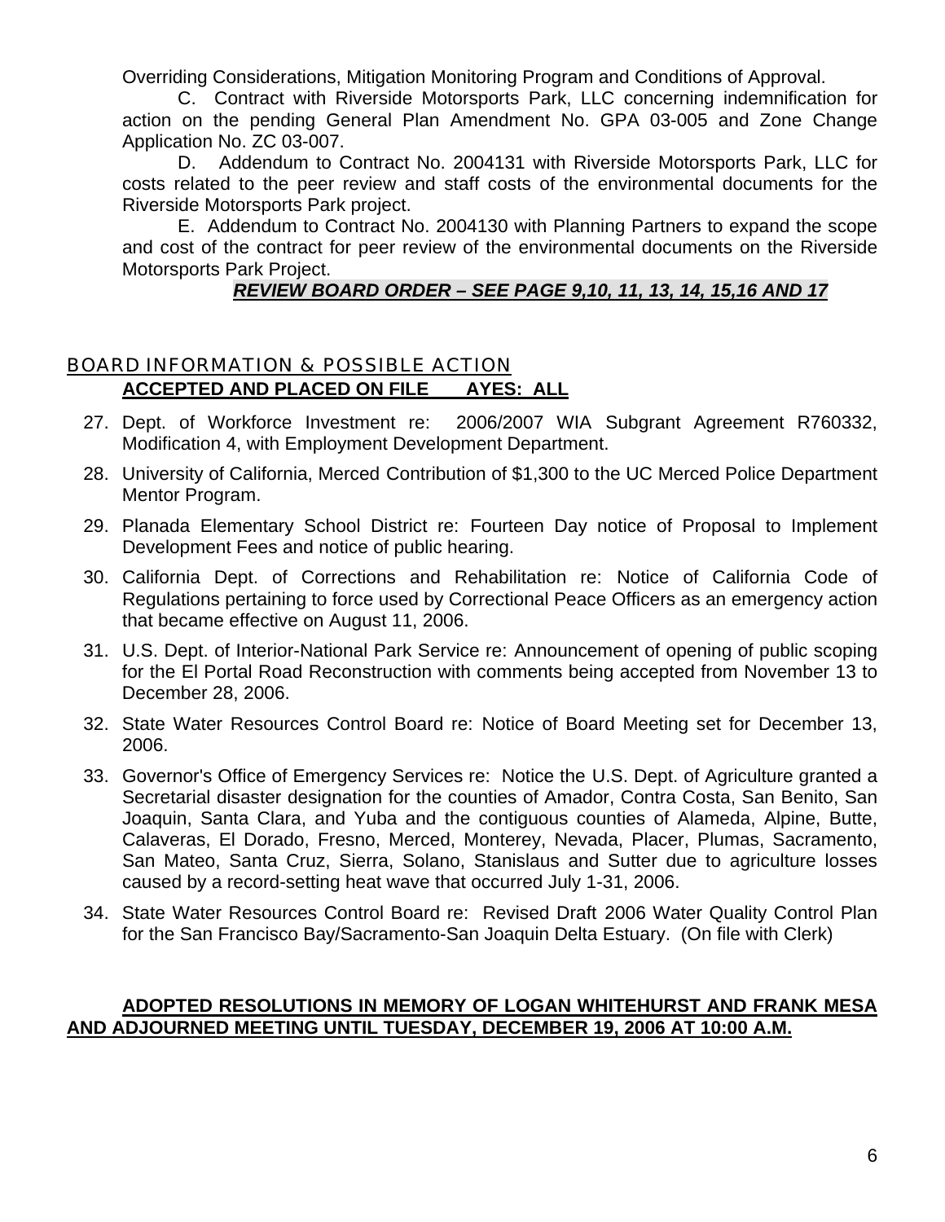Overriding Considerations, Mitigation Monitoring Program and Conditions of Approval.

C. Contract with Riverside Motorsports Park, LLC concerning indemnification for action on the pending General Plan Amendment No. GPA 03-005 and Zone Change Application No. ZC 03-007.

D. Addendum to Contract No. 2004131 with Riverside Motorsports Park, LLC for costs related to the peer review and staff costs of the environmental documents for the Riverside Motorsports Park project.

E. Addendum to Contract No. 2004130 with Planning Partners to expand the scope and cost of the contract for peer review of the environmental documents on the Riverside Motorsports Park Project.

***REVIEW BOARD ORDER – SEE PAGE 9,10, 11, 13, 14, 15,16 AND 17***

## BOARD INFORMATION & POSSIBLE ACTION

**ACCEPTED AND PLACED ON FILE AYES: ALL**

27. Dept. of Workforce Investment re: 2006/2007 WIA Subgrant Agreement R760332, Modification 4, with Employment Development Department.
28. University of California, Merced Contribution of $1,300 to the UC Merced Police Department Mentor Program.
29. Planada Elementary School District re: Fourteen Day notice of Proposal to Implement Development Fees and notice of public hearing.
30. California Dept. of Corrections and Rehabilitation re: Notice of California Code of Regulations pertaining to force used by Correctional Peace Officers as an emergency action that became effective on August 11, 2006.
31. U.S. Dept. of Interior-National Park Service re: Announcement of opening of public scoping for the El Portal Road Reconstruction with comments being accepted from November 13 to December 28, 2006.
32. State Water Resources Control Board re: Notice of Board Meeting set for December 13, 2006.
33. Governor's Office of Emergency Services re: Notice the U.S. Dept. of Agriculture granted a Secretarial disaster designation for the counties of Amador, Contra Costa, San Benito, San Joaquin, Santa Clara, and Yuba and the contiguous counties of Alameda, Alpine, Butte, Calaveras, El Dorado, Fresno, Merced, Monterey, Nevada, Placer, Plumas, Sacramento, San Mateo, Santa Cruz, Sierra, Solano, Stanislaus and Sutter due to agriculture losses caused by a record-setting heat wave that occurred July 1-31, 2006.
34. State Water Resources Control Board re: Revised Draft 2006 Water Quality Control Plan for the San Francisco Bay/Sacramento-San Joaquin Delta Estuary. (On file with Clerk)

**ADOPTED RESOLUTIONS IN MEMORY OF LOGAN WHITEHURST AND FRANK MESA AND ADJOURNED MEETING UNTIL TUESDAY, DECEMBER 19, 2006 AT 10:00 A.M.**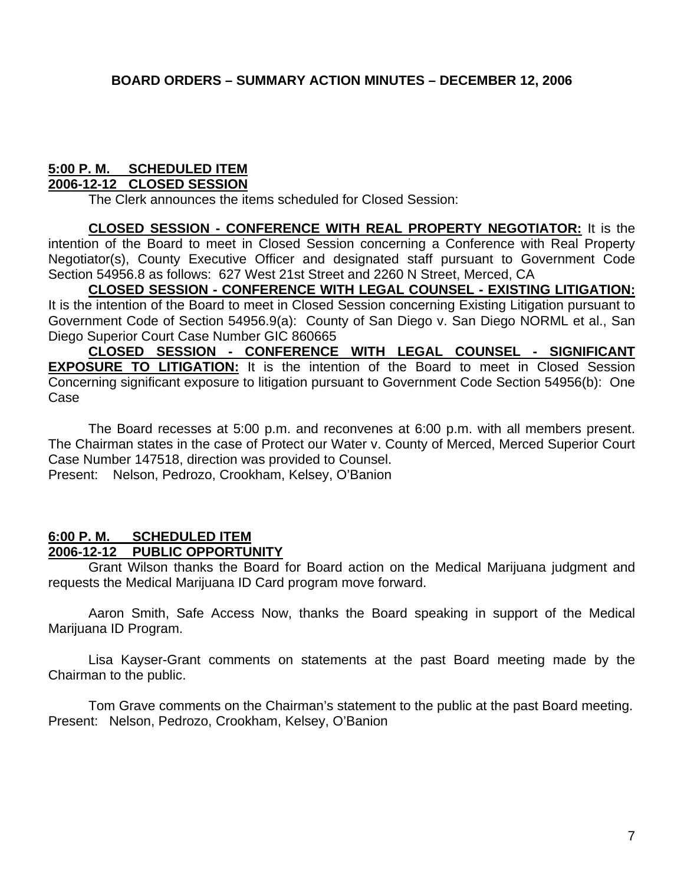# BOARD ORDERS – SUMMARY ACTION MINUTES – DECEMBER 12, 2006

**5:00 P. M. SCHEDULED ITEM**
**2006-12-12 CLOSED SESSION**

The Clerk announces the items scheduled for Closed Session:

**CLOSED SESSION - CONFERENCE WITH REAL PROPERTY NEGOTIATOR:** It is the intention of the Board to meet in Closed Session concerning a Conference with Real Property Negotiator(s), County Executive Officer and designated staff pursuant to Government Code Section 54956.8 as follows: 627 West 21st Street and 2260 N Street, Merced, CA

**CLOSED SESSION - CONFERENCE WITH LEGAL COUNSEL - EXISTING LITIGATION:** It is the intention of the Board to meet in Closed Session concerning Existing Litigation pursuant to Government Code of Section 54956.9(a): County of San Diego v. San Diego NORML et al., San Diego Superior Court Case Number GIC 860665

**CLOSED SESSION - CONFERENCE WITH LEGAL COUNSEL - SIGNIFICANT EXPOSURE TO LITIGATION:** It is the intention of the Board to meet in Closed Session Concerning significant exposure to litigation pursuant to Government Code Section 54956(b): One Case

The Board recesses at 5:00 p.m. and reconvenes at 6:00 p.m. with all members present. The Chairman states in the case of Protect our Water v. County of Merced, Merced Superior Court Case Number 147518, direction was provided to Counsel.
Present: Nelson, Pedrozo, Crookham, Kelsey, O'Banion

**6:00 P. M. SCHEDULED ITEM**
**2006-12-12 PUBLIC OPPORTUNITY**

Grant Wilson thanks the Board for Board action on the Medical Marijuana judgment and requests the Medical Marijuana ID Card program move forward.

Aaron Smith, Safe Access Now, thanks the Board speaking in support of the Medical Marijuana ID Program.

Lisa Kayser-Grant comments on statements at the past Board meeting made by the Chairman to the public.

Tom Grave comments on the Chairman's statement to the public at the past Board meeting.
Present: Nelson, Pedrozo, Crookham, Kelsey, O'Banion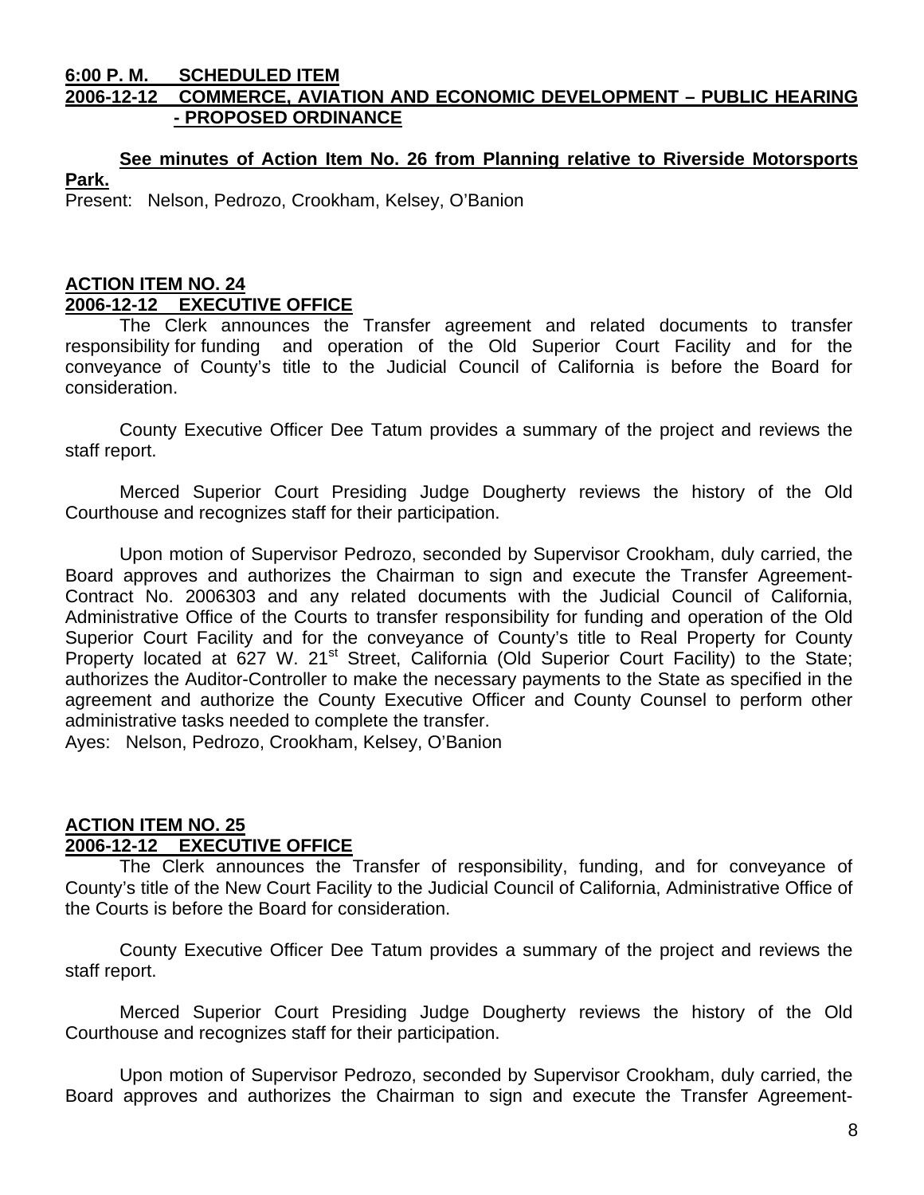**6:00 P. M. SCHEDULED ITEM**
**2006-12-12 COMMERCE, AVIATION AND ECONOMIC DEVELOPMENT – PUBLIC HEARING - PROPOSED ORDINANCE**

**See minutes of Action Item No. 26 from Planning relative to Riverside Motorsports Park.**

Present: Nelson, Pedrozo, Crookham, Kelsey, O'Banion

**ACTION ITEM NO. 24**
**2006-12-12 EXECUTIVE OFFICE**

The Clerk announces the Transfer agreement and related documents to transfer responsibility for funding and operation of the Old Superior Court Facility and for the conveyance of County's title to the Judicial Council of California is before the Board for consideration.

County Executive Officer Dee Tatum provides a summary of the project and reviews the staff report.

Merced Superior Court Presiding Judge Dougherty reviews the history of the Old Courthouse and recognizes staff for their participation.

Upon motion of Supervisor Pedrozo, seconded by Supervisor Crookham, duly carried, the Board approves and authorizes the Chairman to sign and execute the Transfer Agreement-Contract No. 2006303 and any related documents with the Judicial Council of California, Administrative Office of the Courts to transfer responsibility for funding and operation of the Old Superior Court Facility and for the conveyance of County's title to Real Property for County Property located at 627 W. 21st Street, California (Old Superior Court Facility) to the State; authorizes the Auditor-Controller to make the necessary payments to the State as specified in the agreement and authorize the County Executive Officer and County Counsel to perform other administrative tasks needed to complete the transfer.

Ayes: Nelson, Pedrozo, Crookham, Kelsey, O'Banion

**ACTION ITEM NO. 25**
**2006-12-12 EXECUTIVE OFFICE**

The Clerk announces the Transfer of responsibility, funding, and for conveyance of County's title of the New Court Facility to the Judicial Council of California, Administrative Office of the Courts is before the Board for consideration.

County Executive Officer Dee Tatum provides a summary of the project and reviews the staff report.

Merced Superior Court Presiding Judge Dougherty reviews the history of the Old Courthouse and recognizes staff for their participation.

Upon motion of Supervisor Pedrozo, seconded by Supervisor Crookham, duly carried, the Board approves and authorizes the Chairman to sign and execute the Transfer Agreement-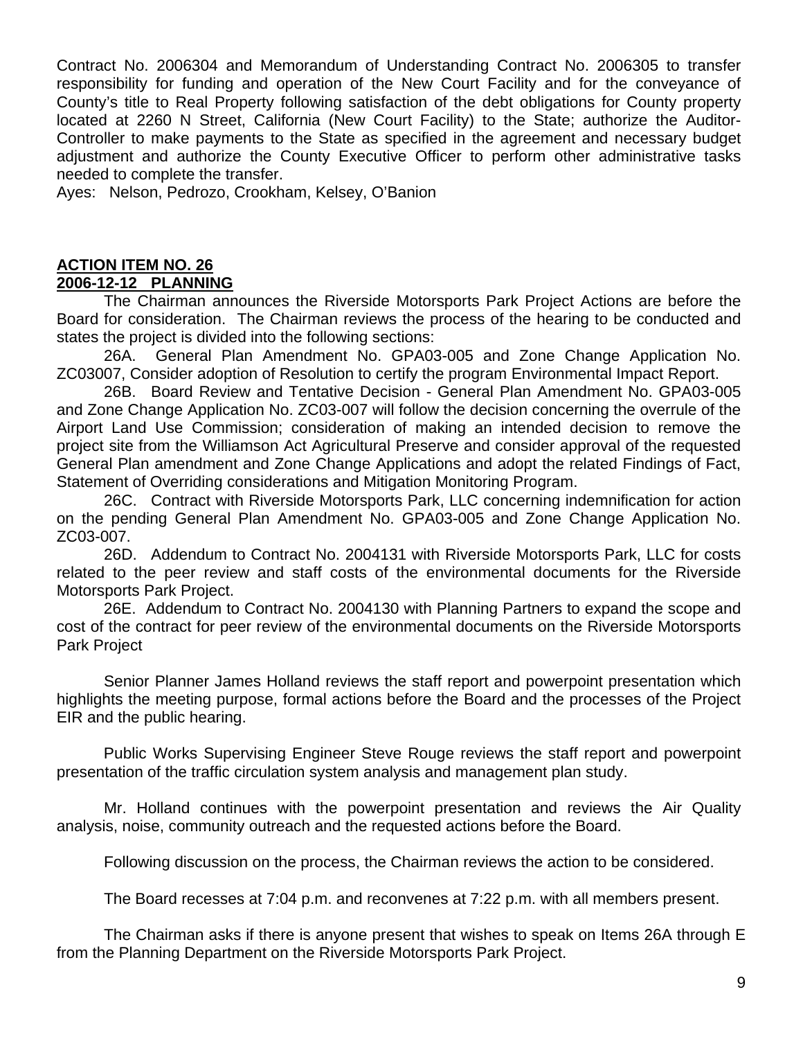Contract No. 2006304 and Memorandum of Understanding Contract No. 2006305 to transfer responsibility for funding and operation of the New Court Facility and for the conveyance of County's title to Real Property following satisfaction of the debt obligations for County property located at 2260 N Street, California (New Court Facility) to the State; authorize the Auditor-Controller to make payments to the State as specified in the agreement and necessary budget adjustment and authorize the County Executive Officer to perform other administrative tasks needed to complete the transfer.
Ayes: Nelson, Pedrozo, Crookham, Kelsey, O'Banion

**ACTION ITEM NO. 26**
**2006-12-12 PLANNING**

The Chairman announces the Riverside Motorsports Park Project Actions are before the Board for consideration. The Chairman reviews the process of the hearing to be conducted and states the project is divided into the following sections:

26A. General Plan Amendment No. GPA03-005 and Zone Change Application No. ZC03007, Consider adoption of Resolution to certify the program Environmental Impact Report.

26B. Board Review and Tentative Decision - General Plan Amendment No. GPA03-005 and Zone Change Application No. ZC03-007 will follow the decision concerning the overrule of the Airport Land Use Commission; consideration of making an intended decision to remove the project site from the Williamson Act Agricultural Preserve and consider approval of the requested General Plan amendment and Zone Change Applications and adopt the related Findings of Fact, Statement of Overriding considerations and Mitigation Monitoring Program.

26C. Contract with Riverside Motorsports Park, LLC concerning indemnification for action on the pending General Plan Amendment No. GPA03-005 and Zone Change Application No. ZC03-007.

26D. Addendum to Contract No. 2004131 with Riverside Motorsports Park, LLC for costs related to the peer review and staff costs of the environmental documents for the Riverside Motorsports Park Project.

26E. Addendum to Contract No. 2004130 with Planning Partners to expand the scope and cost of the contract for peer review of the environmental documents on the Riverside Motorsports Park Project

Senior Planner James Holland reviews the staff report and powerpoint presentation which highlights the meeting purpose, formal actions before the Board and the processes of the Project EIR and the public hearing.

Public Works Supervising Engineer Steve Rouge reviews the staff report and powerpoint presentation of the traffic circulation system analysis and management plan study.

Mr. Holland continues with the powerpoint presentation and reviews the Air Quality analysis, noise, community outreach and the requested actions before the Board.

Following discussion on the process, the Chairman reviews the action to be considered.

The Board recesses at 7:04 p.m. and reconvenes at 7:22 p.m. with all members present.

The Chairman asks if there is anyone present that wishes to speak on Items 26A through E from the Planning Department on the Riverside Motorsports Park Project.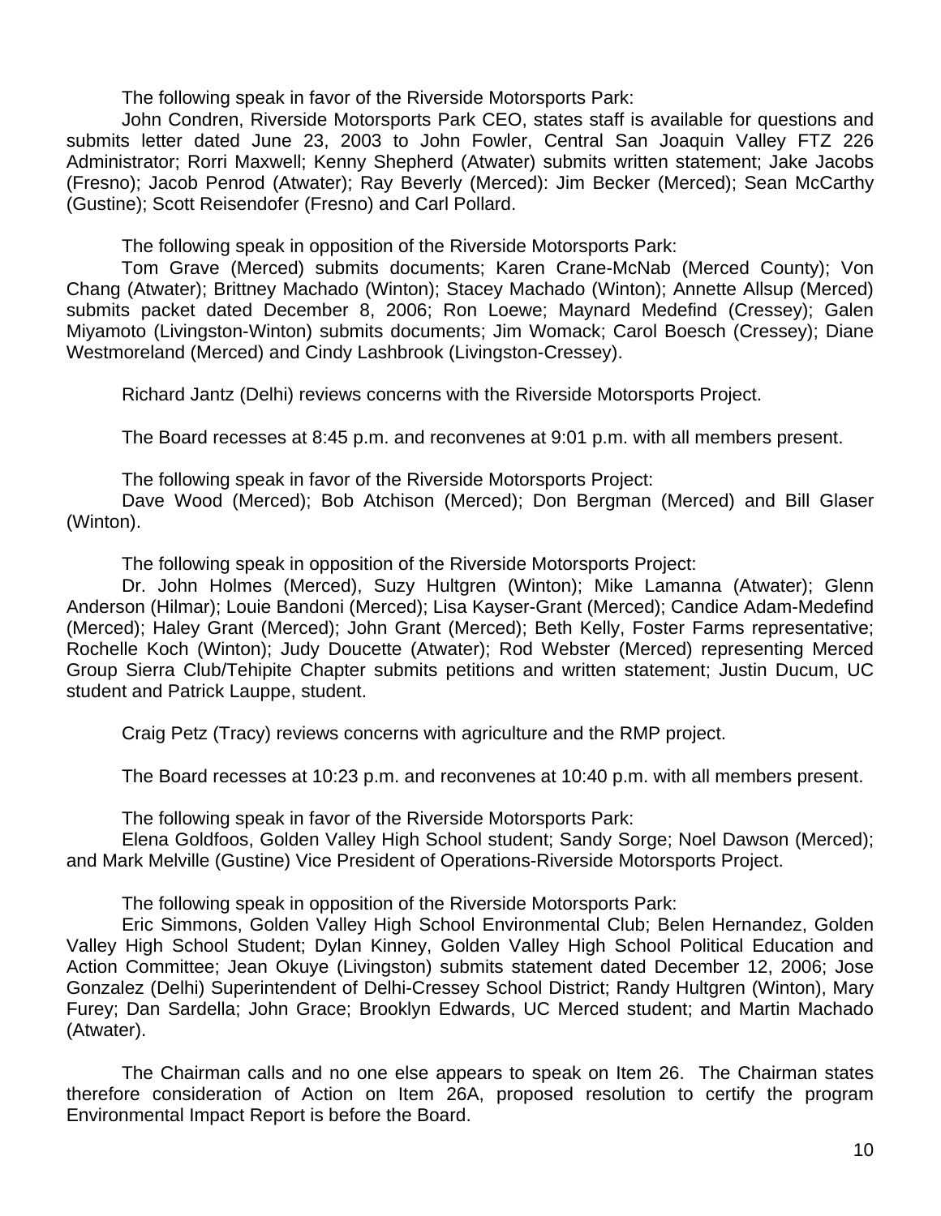The following speak in favor of the Riverside Motorsports Park:

John Condren, Riverside Motorsports Park CEO, states staff is available for questions and submits letter dated June 23, 2003 to John Fowler, Central San Joaquin Valley FTZ 226 Administrator; Rorri Maxwell; Kenny Shepherd (Atwater) submits written statement; Jake Jacobs (Fresno); Jacob Penrod (Atwater); Ray Beverly (Merced): Jim Becker (Merced); Sean McCarthy (Gustine); Scott Reisendofer (Fresno) and Carl Pollard.

The following speak in opposition of the Riverside Motorsports Park:

Tom Grave (Merced) submits documents; Karen Crane-McNab (Merced County); Von Chang (Atwater); Brittney Machado (Winton); Stacey Machado (Winton); Annette Allsup (Merced) submits packet dated December 8, 2006; Ron Loewe; Maynard Medefind (Cressey); Galen Miyamoto (Livingston-Winton) submits documents; Jim Womack; Carol Boesch (Cressey); Diane Westmoreland (Merced) and Cindy Lashbrook (Livingston-Cressey).

Richard Jantz (Delhi) reviews concerns with the Riverside Motorsports Project.

The Board recesses at 8:45 p.m. and reconvenes at 9:01 p.m. with all members present.

The following speak in favor of the Riverside Motorsports Project:

Dave Wood (Merced); Bob Atchison (Merced); Don Bergman (Merced) and Bill Glaser (Winton).

The following speak in opposition of the Riverside Motorsports Project:

Dr. John Holmes (Merced), Suzy Hultgren (Winton); Mike Lamanna (Atwater); Glenn Anderson (Hilmar); Louie Bandoni (Merced); Lisa Kayser-Grant (Merced); Candice Adam-Medefind (Merced); Haley Grant (Merced); John Grant (Merced); Beth Kelly, Foster Farms representative; Rochelle Koch (Winton); Judy Doucette (Atwater); Rod Webster (Merced) representing Merced Group Sierra Club/Tehipite Chapter submits petitions and written statement; Justin Ducum, UC student and Patrick Lauppe, student.

Craig Petz (Tracy) reviews concerns with agriculture and the RMP project.

The Board recesses at 10:23 p.m. and reconvenes at 10:40 p.m. with all members present.

The following speak in favor of the Riverside Motorsports Park:

Elena Goldfoos, Golden Valley High School student; Sandy Sorge; Noel Dawson (Merced); and Mark Melville (Gustine) Vice President of Operations-Riverside Motorsports Project.

The following speak in opposition of the Riverside Motorsports Park:

Eric Simmons, Golden Valley High School Environmental Club; Belen Hernandez, Golden Valley High School Student; Dylan Kinney, Golden Valley High School Political Education and Action Committee; Jean Okuye (Livingston) submits statement dated December 12, 2006; Jose Gonzalez (Delhi) Superintendent of Delhi-Cressey School District; Randy Hultgren (Winton), Mary Furey; Dan Sardella; John Grace; Brooklyn Edwards, UC Merced student; and Martin Machado (Atwater).

The Chairman calls and no one else appears to speak on Item 26. The Chairman states therefore consideration of Action on Item 26A, proposed resolution to certify the program Environmental Impact Report is before the Board.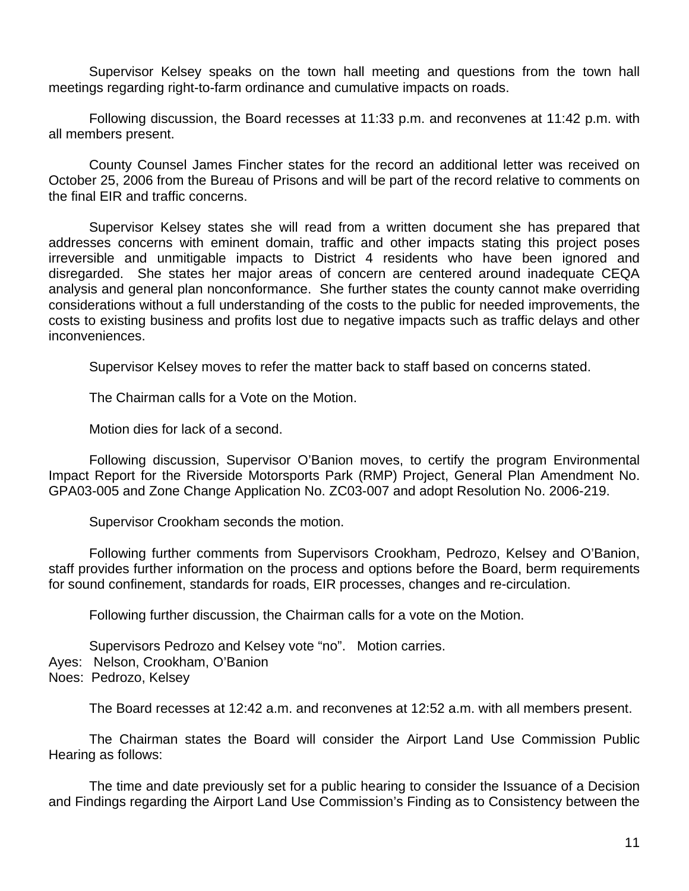Supervisor Kelsey speaks on the town hall meeting and questions from the town hall meetings regarding right-to-farm ordinance and cumulative impacts on roads.

Following discussion, the Board recesses at 11:33 p.m. and reconvenes at 11:42 p.m. with all members present.

County Counsel James Fincher states for the record an additional letter was received on October 25, 2006 from the Bureau of Prisons and will be part of the record relative to comments on the final EIR and traffic concerns.

Supervisor Kelsey states she will read from a written document she has prepared that addresses concerns with eminent domain, traffic and other impacts stating this project poses irreversible and unmitigable impacts to District 4 residents who have been ignored and disregarded. She states her major areas of concern are centered around inadequate CEQA analysis and general plan nonconformance. She further states the county cannot make overriding considerations without a full understanding of the costs to the public for needed improvements, the costs to existing business and profits lost due to negative impacts such as traffic delays and other inconveniences.

Supervisor Kelsey moves to refer the matter back to staff based on concerns stated.

The Chairman calls for a Vote on the Motion.

Motion dies for lack of a second.

Following discussion, Supervisor O'Banion moves, to certify the program Environmental Impact Report for the Riverside Motorsports Park (RMP) Project, General Plan Amendment No. GPA03-005 and Zone Change Application No. ZC03-007 and adopt Resolution No. 2006-219.

Supervisor Crookham seconds the motion.

Following further comments from Supervisors Crookham, Pedrozo, Kelsey and O'Banion, staff provides further information on the process and options before the Board, berm requirements for sound confinement, standards for roads, EIR processes, changes and re-circulation.

Following further discussion, the Chairman calls for a vote on the Motion.

Supervisors Pedrozo and Kelsey vote "no". Motion carries.
Ayes: Nelson, Crookham, O'Banion
Noes: Pedrozo, Kelsey

The Board recesses at 12:42 a.m. and reconvenes at 12:52 a.m. with all members present.

The Chairman states the Board will consider the Airport Land Use Commission Public Hearing as follows:

The time and date previously set for a public hearing to consider the Issuance of a Decision and Findings regarding the Airport Land Use Commission's Finding as to Consistency between the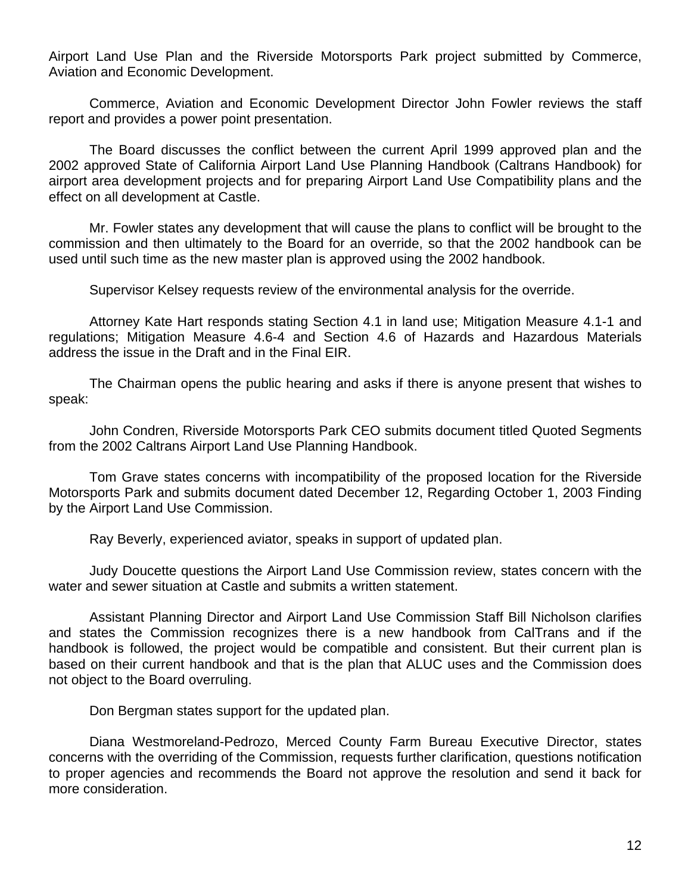Airport Land Use Plan and the Riverside Motorsports Park project submitted by Commerce, Aviation and Economic Development.

Commerce, Aviation and Economic Development Director John Fowler reviews the staff report and provides a power point presentation.

The Board discusses the conflict between the current April 1999 approved plan and the 2002 approved State of California Airport Land Use Planning Handbook (Caltrans Handbook) for airport area development projects and for preparing Airport Land Use Compatibility plans and the effect on all development at Castle.

Mr. Fowler states any development that will cause the plans to conflict will be brought to the commission and then ultimately to the Board for an override, so that the 2002 handbook can be used until such time as the new master plan is approved using the 2002 handbook.

Supervisor Kelsey requests review of the environmental analysis for the override.

Attorney Kate Hart responds stating Section 4.1 in land use; Mitigation Measure 4.1-1 and regulations; Mitigation Measure 4.6-4 and Section 4.6 of Hazards and Hazardous Materials address the issue in the Draft and in the Final EIR.

The Chairman opens the public hearing and asks if there is anyone present that wishes to speak:

John Condren, Riverside Motorsports Park CEO submits document titled Quoted Segments from the 2002 Caltrans Airport Land Use Planning Handbook.

Tom Grave states concerns with incompatibility of the proposed location for the Riverside Motorsports Park and submits document dated December 12, Regarding October 1, 2003 Finding by the Airport Land Use Commission.

Ray Beverly, experienced aviator, speaks in support of updated plan.

Judy Doucette questions the Airport Land Use Commission review, states concern with the water and sewer situation at Castle and submits a written statement.

Assistant Planning Director and Airport Land Use Commission Staff Bill Nicholson clarifies and states the Commission recognizes there is a new handbook from CalTrans and if the handbook is followed, the project would be compatible and consistent. But their current plan is based on their current handbook and that is the plan that ALUC uses and the Commission does not object to the Board overruling.

Don Bergman states support for the updated plan.

Diana Westmoreland-Pedrozo, Merced County Farm Bureau Executive Director, states concerns with the overriding of the Commission, requests further clarification, questions notification to proper agencies and recommends the Board not approve the resolution and send it back for more consideration.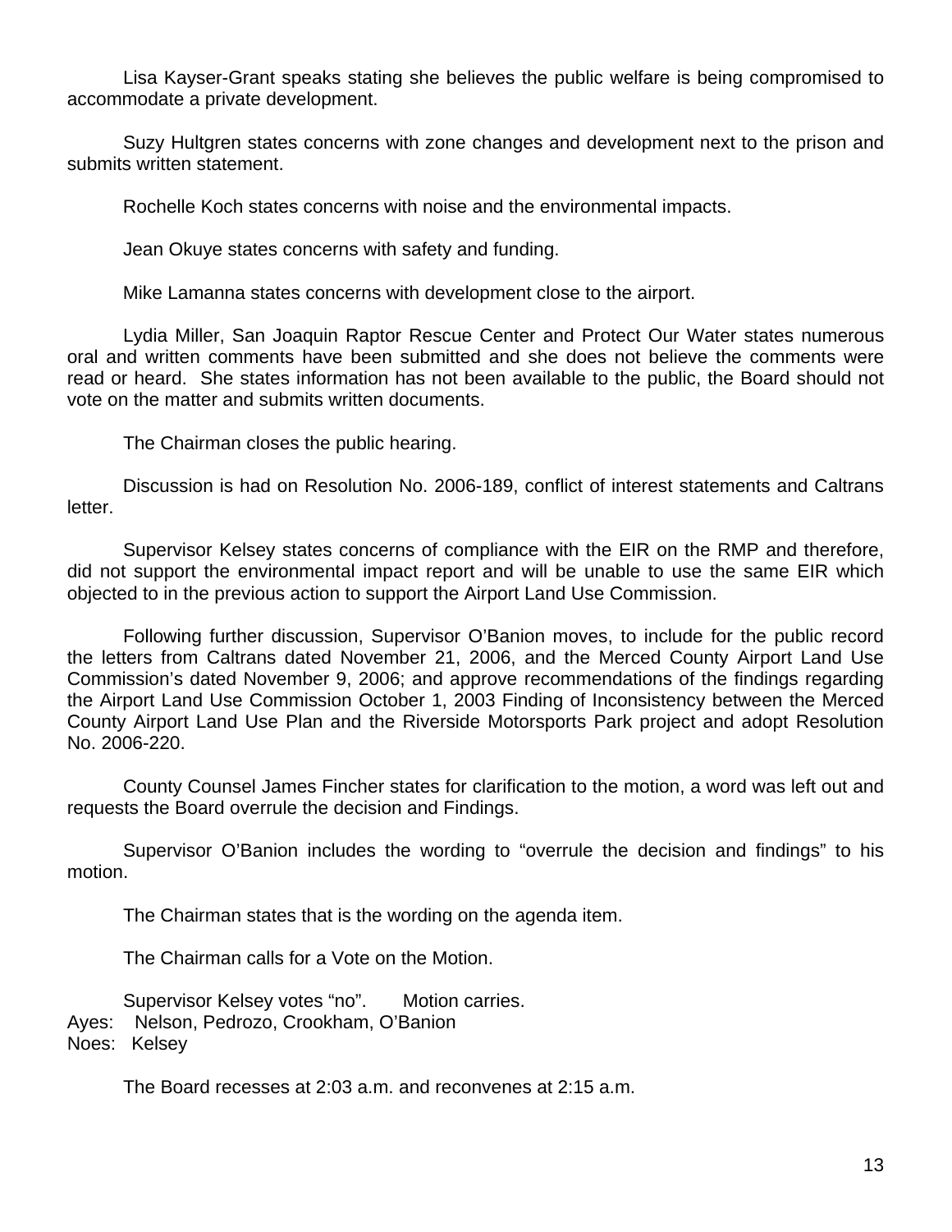Lisa Kayser-Grant speaks stating she believes the public welfare is being compromised to accommodate a private development.

Suzy Hultgren states concerns with zone changes and development next to the prison and submits written statement.

Rochelle Koch states concerns with noise and the environmental impacts.

Jean Okuye states concerns with safety and funding.

Mike Lamanna states concerns with development close to the airport.

Lydia Miller, San Joaquin Raptor Rescue Center and Protect Our Water states numerous oral and written comments have been submitted and she does not believe the comments were read or heard. She states information has not been available to the public, the Board should not vote on the matter and submits written documents.

The Chairman closes the public hearing.

Discussion is had on Resolution No. 2006-189, conflict of interest statements and Caltrans letter.

Supervisor Kelsey states concerns of compliance with the EIR on the RMP and therefore, did not support the environmental impact report and will be unable to use the same EIR which objected to in the previous action to support the Airport Land Use Commission.

Following further discussion, Supervisor O'Banion moves, to include for the public record the letters from Caltrans dated November 21, 2006, and the Merced County Airport Land Use Commission's dated November 9, 2006; and approve recommendations of the findings regarding the Airport Land Use Commission October 1, 2003 Finding of Inconsistency between the Merced County Airport Land Use Plan and the Riverside Motorsports Park project and adopt Resolution No. 2006-220.

County Counsel James Fincher states for clarification to the motion, a word was left out and requests the Board overrule the decision and Findings.

Supervisor O'Banion includes the wording to "overrule the decision and findings" to his motion.

The Chairman states that is the wording on the agenda item.

The Chairman calls for a Vote on the Motion.

Supervisor Kelsey votes "no". Motion carries.
Ayes: Nelson, Pedrozo, Crookham, O'Banion
Noes: Kelsey

The Board recesses at 2:03 a.m. and reconvenes at 2:15 a.m.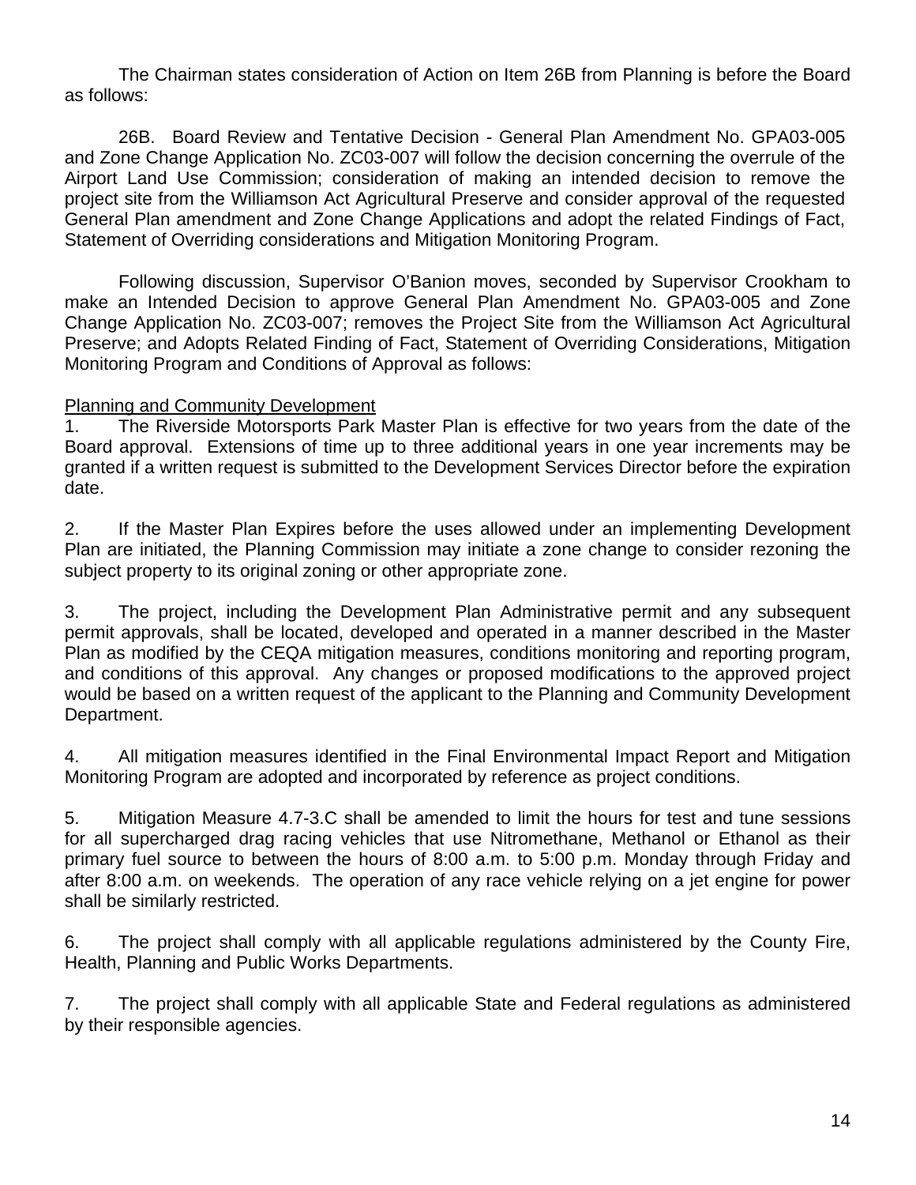The Chairman states consideration of Action on Item 26B from Planning is before the Board as follows:

26B. Board Review and Tentative Decision - General Plan Amendment No. GPA03-005 and Zone Change Application No. ZC03-007 will follow the decision concerning the overrule of the Airport Land Use Commission; consideration of making an intended decision to remove the project site from the Williamson Act Agricultural Preserve and consider approval of the requested General Plan amendment and Zone Change Applications and adopt the related Findings of Fact, Statement of Overriding considerations and Mitigation Monitoring Program.

Following discussion, Supervisor O'Banion moves, seconded by Supervisor Crookham to make an Intended Decision to approve General Plan Amendment No. GPA03-005 and Zone Change Application No. ZC03-007; removes the Project Site from the Williamson Act Agricultural Preserve; and Adopts Related Finding of Fact, Statement of Overriding Considerations, Mitigation Monitoring Program and Conditions of Approval as follows:

<u>Planning and Community Development</u>

1. The Riverside Motorsports Park Master Plan is effective for two years from the date of the Board approval. Extensions of time up to three additional years in one year increments may be granted if a written request is submitted to the Development Services Director before the expiration date.

2. If the Master Plan Expires before the uses allowed under an implementing Development Plan are initiated, the Planning Commission may initiate a zone change to consider rezoning the subject property to its original zoning or other appropriate zone.

3. The project, including the Development Plan Administrative permit and any subsequent permit approvals, shall be located, developed and operated in a manner described in the Master Plan as modified by the CEQA mitigation measures, conditions monitoring and reporting program, and conditions of this approval. Any changes or proposed modifications to the approved project would be based on a written request of the applicant to the Planning and Community Development Department.

4. All mitigation measures identified in the Final Environmental Impact Report and Mitigation Monitoring Program are adopted and incorporated by reference as project conditions.

5. Mitigation Measure 4.7-3.C shall be amended to limit the hours for test and tune sessions for all supercharged drag racing vehicles that use Nitromethane, Methanol or Ethanol as their primary fuel source to between the hours of 8:00 a.m. to 5:00 p.m. Monday through Friday and after 8:00 a.m. on weekends. The operation of any race vehicle relying on a jet engine for power shall be similarly restricted.

6. The project shall comply with all applicable regulations administered by the County Fire, Health, Planning and Public Works Departments.

7. The project shall comply with all applicable State and Federal regulations as administered by their responsible agencies.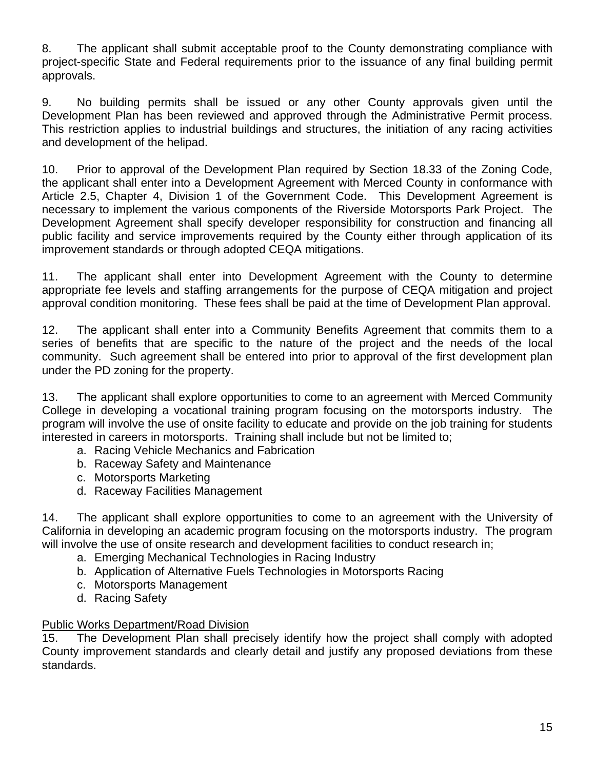8. The applicant shall submit acceptable proof to the County demonstrating compliance with project-specific State and Federal requirements prior to the issuance of any final building permit approvals.

9. No building permits shall be issued or any other County approvals given until the Development Plan has been reviewed and approved through the Administrative Permit process. This restriction applies to industrial buildings and structures, the initiation of any racing activities and development of the helipad.

10. Prior to approval of the Development Plan required by Section 18.33 of the Zoning Code, the applicant shall enter into a Development Agreement with Merced County in conformance with Article 2.5, Chapter 4, Division 1 of the Government Code. This Development Agreement is necessary to implement the various components of the Riverside Motorsports Park Project. The Development Agreement shall specify developer responsibility for construction and financing all public facility and service improvements required by the County either through application of its improvement standards or through adopted CEQA mitigations.

11. The applicant shall enter into Development Agreement with the County to determine appropriate fee levels and staffing arrangements for the purpose of CEQA mitigation and project approval condition monitoring. These fees shall be paid at the time of Development Plan approval.

12. The applicant shall enter into a Community Benefits Agreement that commits them to a series of benefits that are specific to the nature of the project and the needs of the local community. Such agreement shall be entered into prior to approval of the first development plan under the PD zoning for the property.

13. The applicant shall explore opportunities to come to an agreement with Merced Community College in developing a vocational training program focusing on the motorsports industry. The program will involve the use of onsite facility to educate and provide on the job training for students interested in careers in motorsports. Training shall include but not be limited to;

   a. Racing Vehicle Mechanics and Fabrication
   b. Raceway Safety and Maintenance
   c. Motorsports Marketing
   d. Raceway Facilities Management

14. The applicant shall explore opportunities to come to an agreement with the University of California in developing an academic program focusing on the motorsports industry. The program will involve the use of onsite research and development facilities to conduct research in;

   a. Emerging Mechanical Technologies in Racing Industry
   b. Application of Alternative Fuels Technologies in Motorsports Racing
   c. Motorsports Management
   d. Racing Safety

<u>Public Works Department/Road Division</u>

15. The Development Plan shall precisely identify how the project shall comply with adopted County improvement standards and clearly detail and justify any proposed deviations from these standards.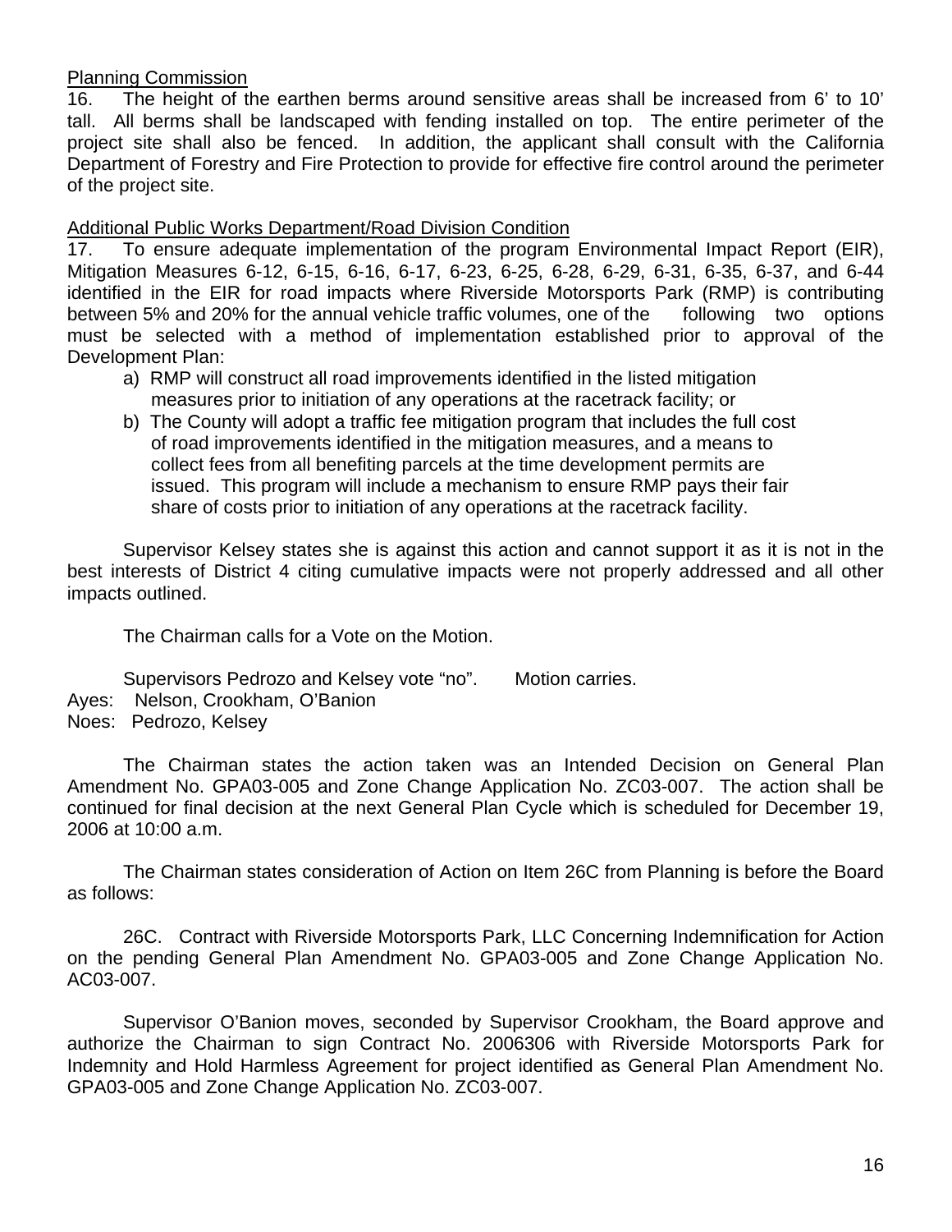Planning Commission

16. The height of the earthen berms around sensitive areas shall be increased from 6' to 10' tall. All berms shall be landscaped with fending installed on top. The entire perimeter of the project site shall also be fenced. In addition, the applicant shall consult with the California Department of Forestry and Fire Protection to provide for effective fire control around the perimeter of the project site.

Additional Public Works Department/Road Division Condition

17. To ensure adequate implementation of the program Environmental Impact Report (EIR), Mitigation Measures 6-12, 6-15, 6-16, 6-17, 6-23, 6-25, 6-28, 6-29, 6-31, 6-35, 6-37, and 6-44 identified in the EIR for road impacts where Riverside Motorsports Park (RMP) is contributing between 5% and 20% for the annual vehicle traffic volumes, one of the following two options must be selected with a method of implementation established prior to approval of the Development Plan:

a) RMP will construct all road improvements identified in the listed mitigation measures prior to initiation of any operations at the racetrack facility; or
b) The County will adopt a traffic fee mitigation program that includes the full cost of road improvements identified in the mitigation measures, and a means to collect fees from all benefiting parcels at the time development permits are issued. This program will include a mechanism to ensure RMP pays their fair share of costs prior to initiation of any operations at the racetrack facility.

Supervisor Kelsey states she is against this action and cannot support it as it is not in the best interests of District 4 citing cumulative impacts were not properly addressed and all other impacts outlined.

The Chairman calls for a Vote on the Motion.

Supervisors Pedrozo and Kelsey vote "no". Motion carries.
Ayes: Nelson, Crookham, O'Banion
Noes: Pedrozo, Kelsey

The Chairman states the action taken was an Intended Decision on General Plan Amendment No. GPA03-005 and Zone Change Application No. ZC03-007. The action shall be continued for final decision at the next General Plan Cycle which is scheduled for December 19, 2006 at 10:00 a.m.

The Chairman states consideration of Action on Item 26C from Planning is before the Board as follows:

26C. Contract with Riverside Motorsports Park, LLC Concerning Indemnification for Action on the pending General Plan Amendment No. GPA03-005 and Zone Change Application No. AC03-007.

Supervisor O'Banion moves, seconded by Supervisor Crookham, the Board approve and authorize the Chairman to sign Contract No. 2006306 with Riverside Motorsports Park for Indemnity and Hold Harmless Agreement for project identified as General Plan Amendment No. GPA03-005 and Zone Change Application No. ZC03-007.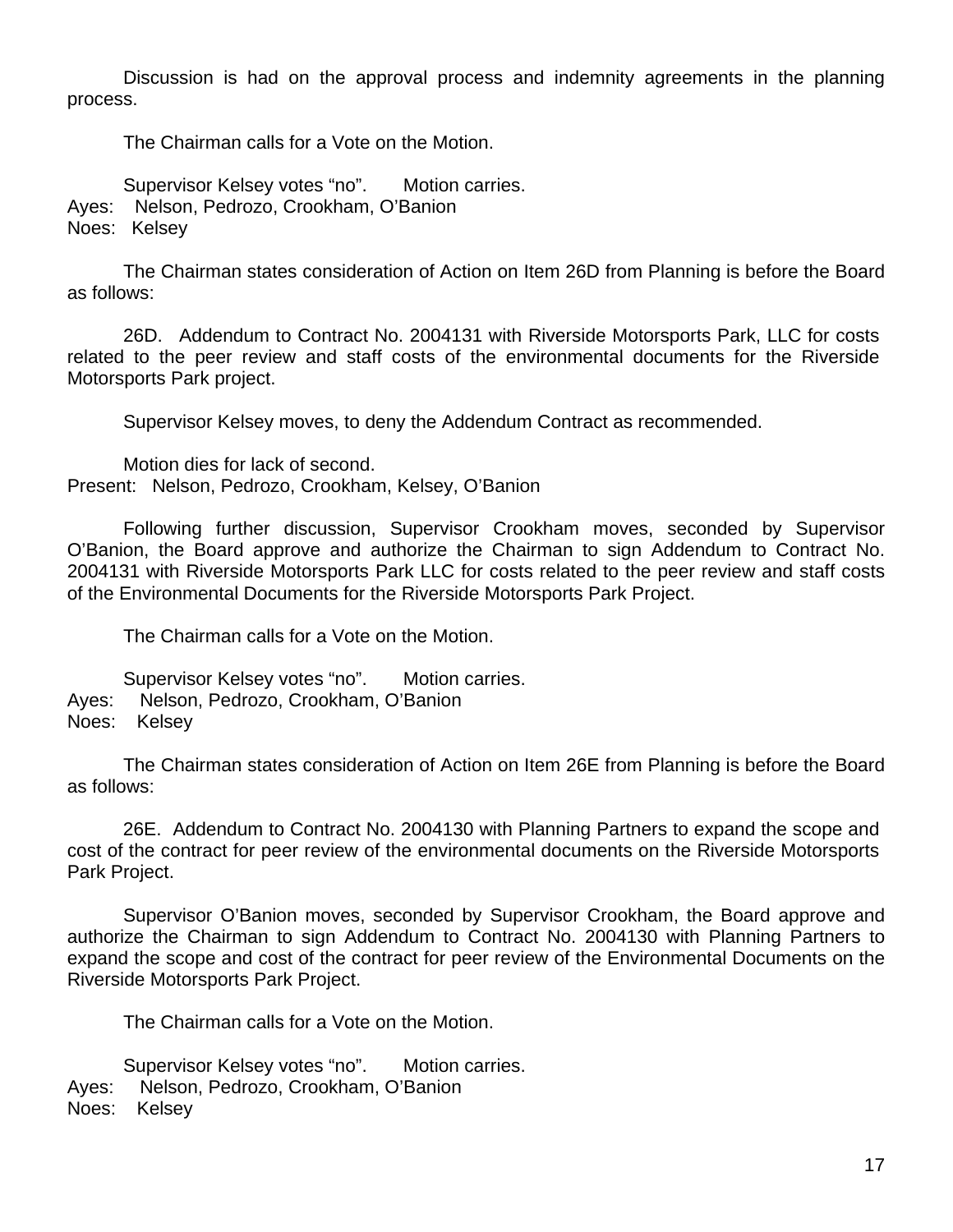Discussion is had on the approval process and indemnity agreements in the planning process.

The Chairman calls for a Vote on the Motion.

Supervisor Kelsey votes “no”. Motion carries.
Ayes: Nelson, Pedrozo, Crookham, O’Banion
Noes: Kelsey

The Chairman states consideration of Action on Item 26D from Planning is before the Board as follows:

26D. Addendum to Contract No. 2004131 with Riverside Motorsports Park, LLC for costs related to the peer review and staff costs of the environmental documents for the Riverside Motorsports Park project.

Supervisor Kelsey moves, to deny the Addendum Contract as recommended.

Motion dies for lack of second.
Present: Nelson, Pedrozo, Crookham, Kelsey, O’Banion

Following further discussion, Supervisor Crookham moves, seconded by Supervisor O’Banion, the Board approve and authorize the Chairman to sign Addendum to Contract No. 2004131 with Riverside Motorsports Park LLC for costs related to the peer review and staff costs of the Environmental Documents for the Riverside Motorsports Park Project.

The Chairman calls for a Vote on the Motion.

Supervisor Kelsey votes “no”. Motion carries.
Ayes: Nelson, Pedrozo, Crookham, O’Banion
Noes: Kelsey

The Chairman states consideration of Action on Item 26E from Planning is before the Board as follows:

26E. Addendum to Contract No. 2004130 with Planning Partners to expand the scope and cost of the contract for peer review of the environmental documents on the Riverside Motorsports Park Project.

Supervisor O’Banion moves, seconded by Supervisor Crookham, the Board approve and authorize the Chairman to sign Addendum to Contract No. 2004130 with Planning Partners to expand the scope and cost of the contract for peer review of the Environmental Documents on the Riverside Motorsports Park Project.

The Chairman calls for a Vote on the Motion.

Supervisor Kelsey votes “no”. Motion carries.
Ayes: Nelson, Pedrozo, Crookham, O’Banion
Noes: Kelsey